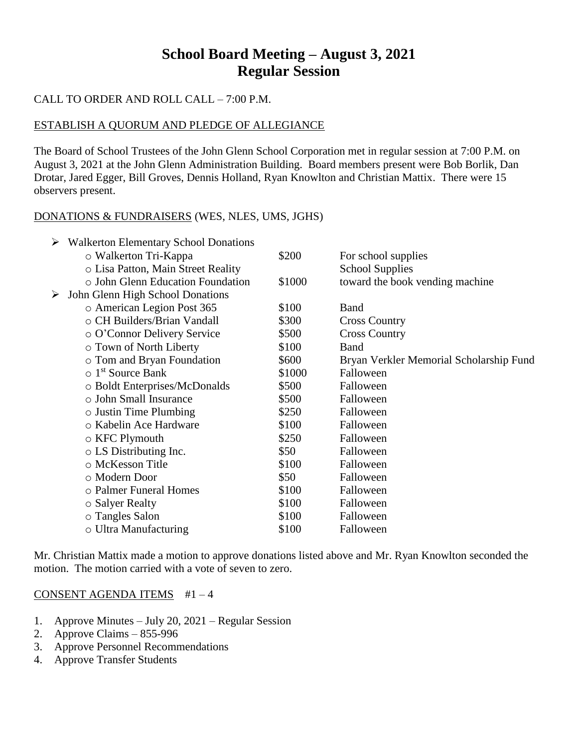# School Board Meeting – August 3, 2021
# Regular Session

CALL TO ORDER AND ROLL CALL – 7:00 P.M.

ESTABLISH A QUORUM AND PLEDGE OF ALLEGIANCE

The Board of School Trustees of the John Glenn School Corporation met in regular session at 7:00 P.M. on August 3, 2021 at the John Glenn Administration Building. Board members present were Bob Borlik, Dan Drotar, Jared Egger, Bill Groves, Dennis Holland, Ryan Knowlton and Christian Mattix. There were 15 observers present.

DONATIONS & FUNDRAISERS (WES, NLES, UMS, JGHS)

- Walkerton Elementary School Donations
  - Walkerton Tri-Kappa — $200 — For school supplies
  - Lisa Patton, Main Street Reality — School Supplies
  - John Glenn Education Foundation — $1000 — toward the book vending machine
- John Glenn High School Donations
  - American Legion Post 365 — $100 — Band
  - CH Builders/Brian Vandall — $300 — Cross Country
  - O'Connor Delivery Service — $500 — Cross Country
  - Town of North Liberty — $100 — Band
  - Tom and Bryan Foundation — $600 — Bryan Verkler Memorial Scholarship Fund
  - 1st Source Bank — $1000 — Falloween
  - Boldt Enterprises/McDonalds — $500 — Falloween
  - John Small Insurance — $500 — Falloween
  - Justin Time Plumbing — $250 — Falloween
  - Kabelin Ace Hardware — $100 — Falloween
  - KFC Plymouth — $250 — Falloween
  - LS Distributing Inc. — $50 — Falloween
  - McKesson Title — $100 — Falloween
  - Modern Door — $50 — Falloween
  - Palmer Funeral Homes — $100 — Falloween
  - Salyer Realty — $100 — Falloween
  - Tangles Salon — $100 — Falloween
  - Ultra Manufacturing — $100 — Falloween

Mr. Christian Mattix made a motion to approve donations listed above and Mr. Ryan Knowlton seconded the motion. The motion carried with a vote of seven to zero.

CONSENT AGENDA ITEMS #1 – 4

1. Approve Minutes – July 20, 2021 – Regular Session
2. Approve Claims – 855-996
3. Approve Personnel Recommendations
4. Approve Transfer Students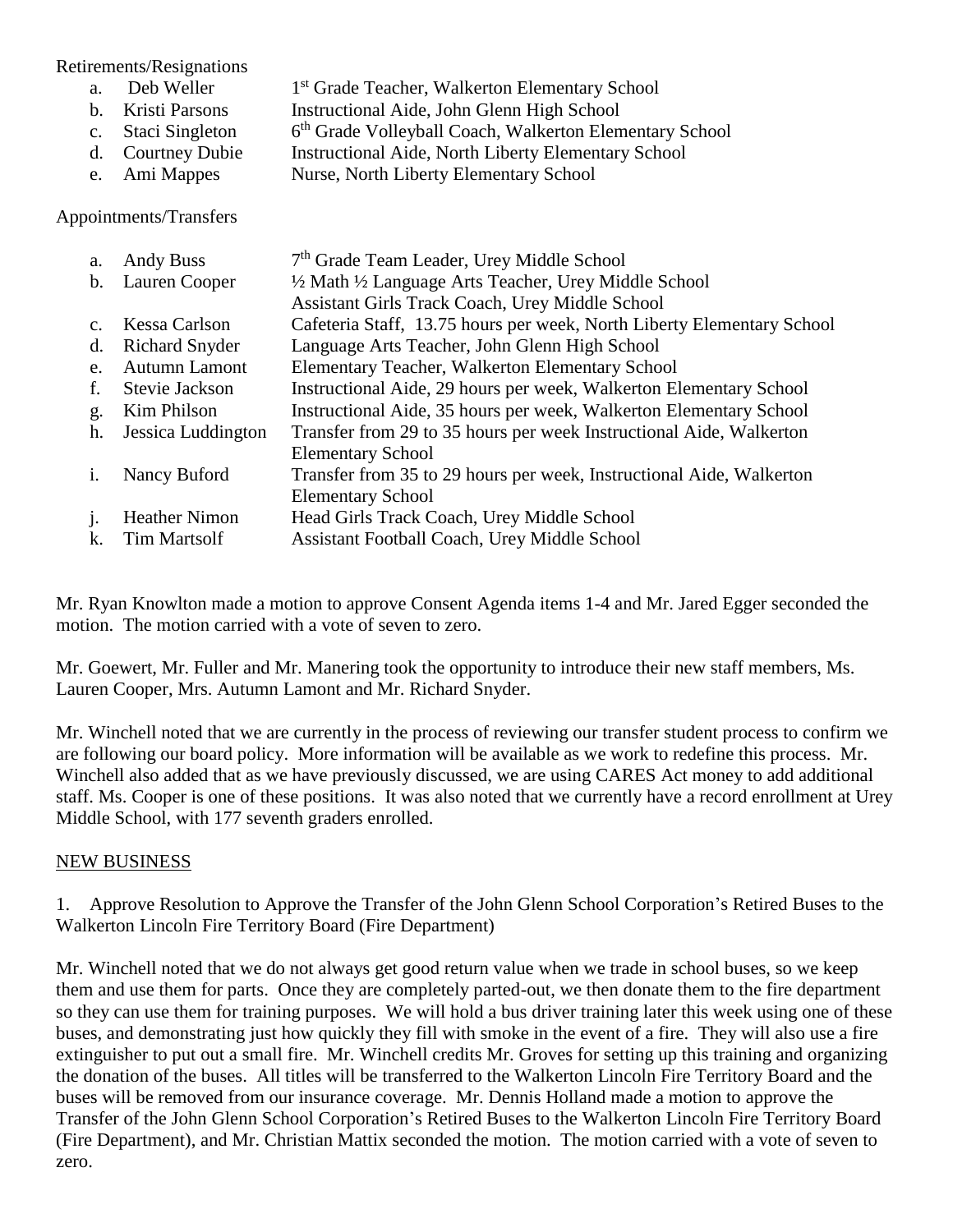Retirements/Resignations

a. Deb Weller — 1st Grade Teacher, Walkerton Elementary School
b. Kristi Parsons — Instructional Aide, John Glenn High School
c. Staci Singleton — 6th Grade Volleyball Coach, Walkerton Elementary School
d. Courtney Dubie — Instructional Aide, North Liberty Elementary School
e. Ami Mappes — Nurse, North Liberty Elementary School

Appointments/Transfers

a. Andy Buss — 7th Grade Team Leader, Urey Middle School
b. Lauren Cooper — ½ Math ½ Language Arts Teacher, Urey Middle School
   Assistant Girls Track Coach, Urey Middle School
c. Kessa Carlson — Cafeteria Staff, 13.75 hours per week, North Liberty Elementary School
d. Richard Snyder — Language Arts Teacher, John Glenn High School
e. Autumn Lamont — Elementary Teacher, Walkerton Elementary School
f. Stevie Jackson — Instructional Aide, 29 hours per week, Walkerton Elementary School
g. Kim Philson — Instructional Aide, 35 hours per week, Walkerton Elementary School
h. Jessica Luddington — Transfer from 29 to 35 hours per week Instructional Aide, Walkerton Elementary School
i. Nancy Buford — Transfer from 35 to 29 hours per week, Instructional Aide, Walkerton Elementary School
j. Heather Nimon — Head Girls Track Coach, Urey Middle School
k. Tim Martsolf — Assistant Football Coach, Urey Middle School

Mr. Ryan Knowlton made a motion to approve Consent Agenda items 1-4 and Mr. Jared Egger seconded the motion. The motion carried with a vote of seven to zero.

Mr. Goewert, Mr. Fuller and Mr. Manering took the opportunity to introduce their new staff members, Ms. Lauren Cooper, Mrs. Autumn Lamont and Mr. Richard Snyder.

Mr. Winchell noted that we are currently in the process of reviewing our transfer student process to confirm we are following our board policy. More information will be available as we work to redefine this process. Mr. Winchell also added that as we have previously discussed, we are using CARES Act money to add additional staff. Ms. Cooper is one of these positions. It was also noted that we currently have a record enrollment at Urey Middle School, with 177 seventh graders enrolled.

## NEW BUSINESS

1. Approve Resolution to Approve the Transfer of the John Glenn School Corporation's Retired Buses to the Walkerton Lincoln Fire Territory Board (Fire Department)

Mr. Winchell noted that we do not always get good return value when we trade in school buses, so we keep them and use them for parts. Once they are completely parted-out, we then donate them to the fire department so they can use them for training purposes. We will hold a bus driver training later this week using one of these buses, and demonstrating just how quickly they fill with smoke in the event of a fire. They will also use a fire extinguisher to put out a small fire. Mr. Winchell credits Mr. Groves for setting up this training and organizing the donation of the buses. All titles will be transferred to the Walkerton Lincoln Fire Territory Board and the buses will be removed from our insurance coverage. Mr. Dennis Holland made a motion to approve the Transfer of the John Glenn School Corporation's Retired Buses to the Walkerton Lincoln Fire Territory Board (Fire Department), and Mr. Christian Mattix seconded the motion. The motion carried with a vote of seven to zero.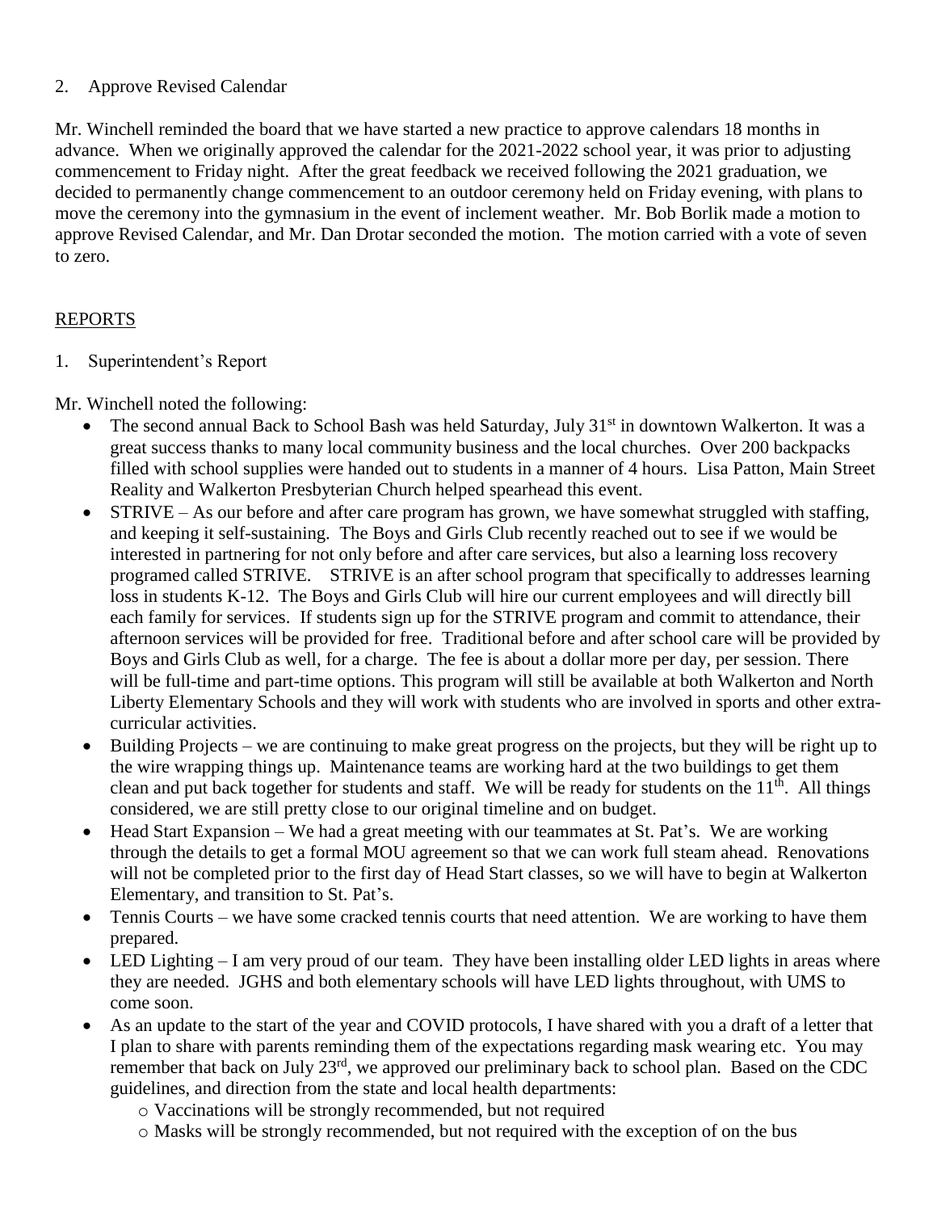2. Approve Revised Calendar

Mr. Winchell reminded the board that we have started a new practice to approve calendars 18 months in advance. When we originally approved the calendar for the 2021-2022 school year, it was prior to adjusting commencement to Friday night. After the great feedback we received following the 2021 graduation, we decided to permanently change commencement to an outdoor ceremony held on Friday evening, with plans to move the ceremony into the gymnasium in the event of inclement weather. Mr. Bob Borlik made a motion to approve Revised Calendar, and Mr. Dan Drotar seconded the motion. The motion carried with a vote of seven to zero.

## REPORTS

1. Superintendent's Report

Mr. Winchell noted the following:

- The second annual Back to School Bash was held Saturday, July 31st in downtown Walkerton. It was a great success thanks to many local community business and the local churches. Over 200 backpacks filled with school supplies were handed out to students in a manner of 4 hours. Lisa Patton, Main Street Reality and Walkerton Presbyterian Church helped spearhead this event.
- STRIVE – As our before and after care program has grown, we have somewhat struggled with staffing, and keeping it self-sustaining. The Boys and Girls Club recently reached out to see if we would be interested in partnering for not only before and after care services, but also a learning loss recovery programed called STRIVE. STRIVE is an after school program that specifically to addresses learning loss in students K-12. The Boys and Girls Club will hire our current employees and will directly bill each family for services. If students sign up for the STRIVE program and commit to attendance, their afternoon services will be provided for free. Traditional before and after school care will be provided by Boys and Girls Club as well, for a charge. The fee is about a dollar more per day, per session. There will be full-time and part-time options. This program will still be available at both Walkerton and North Liberty Elementary Schools and they will work with students who are involved in sports and other extra-curricular activities.
- Building Projects – we are continuing to make great progress on the projects, but they will be right up to the wire wrapping things up. Maintenance teams are working hard at the two buildings to get them clean and put back together for students and staff. We will be ready for students on the 11th. All things considered, we are still pretty close to our original timeline and on budget.
- Head Start Expansion – We had a great meeting with our teammates at St. Pat's. We are working through the details to get a formal MOU agreement so that we can work full steam ahead. Renovations will not be completed prior to the first day of Head Start classes, so we will have to begin at Walkerton Elementary, and transition to St. Pat's.
- Tennis Courts – we have some cracked tennis courts that need attention. We are working to have them prepared.
- LED Lighting – I am very proud of our team. They have been installing older LED lights in areas where they are needed. JGHS and both elementary schools will have LED lights throughout, with UMS to come soon.
- As an update to the start of the year and COVID protocols, I have shared with you a draft of a letter that I plan to share with parents reminding them of the expectations regarding mask wearing etc. You may remember that back on July 23rd, we approved our preliminary back to school plan. Based on the CDC guidelines, and direction from the state and local health departments:
    - Vaccinations will be strongly recommended, but not required
    - Masks will be strongly recommended, but not required with the exception of on the bus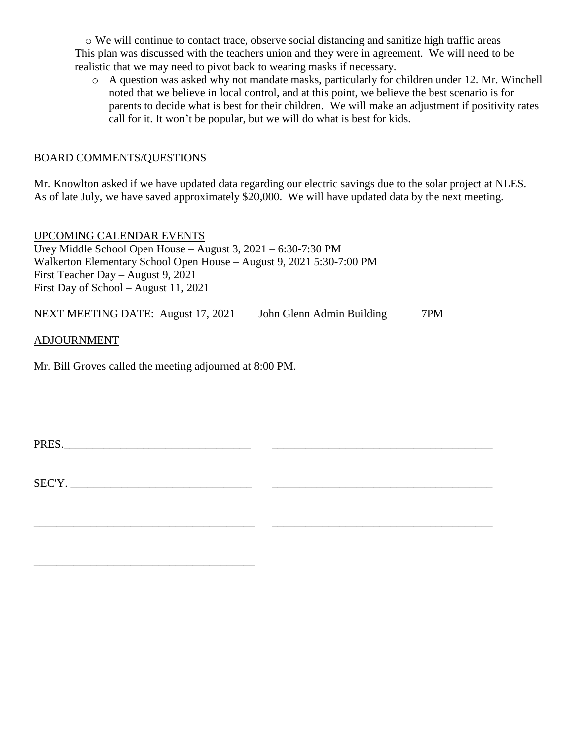- We will continue to contact trace, observe social distancing and sanitize high traffic areas

This plan was discussed with the teachers union and they were in agreement. We will need to be realistic that we may need to pivot back to wearing masks if necessary.

- A question was asked why not mandate masks, particularly for children under 12. Mr. Winchell noted that we believe in local control, and at this point, we believe the best scenario is for parents to decide what is best for their children. We will make an adjustment if positivity rates call for it. It won't be popular, but we will do what is best for kids.

## BOARD COMMENTS/QUESTIONS

Mr. Knowlton asked if we have updated data regarding our electric savings due to the solar project at NLES. As of late July, we have saved approximately $20,000. We will have updated data by the next meeting.

## UPCOMING CALENDAR EVENTS

Urey Middle School Open House – August 3, 2021 – 6:30-7:30 PM
Walkerton Elementary School Open House – August 9, 2021 5:30-7:00 PM
First Teacher Day – August 9, 2021
First Day of School – August 11, 2021

NEXT MEETING DATE: August 17, 2021 John Glenn Admin Building 7PM

## ADJOURNMENT

Mr. Bill Groves called the meeting adjourned at 8:00 PM.

PRES.\_\_\_\_\_\_\_\_\_\_\_\_\_\_\_\_\_\_\_\_\_\_\_\_\_\_\_\_\_\_\_\_ \_\_\_\_\_\_\_\_\_\_\_\_\_\_\_\_\_\_\_\_\_\_\_\_\_\_\_\_\_\_\_\_\_\_\_\_\_\_

SEC'Y. \_\_\_\_\_\_\_\_\_\_\_\_\_\_\_\_\_\_\_\_\_\_\_\_\_\_\_\_\_\_\_\_ \_\_\_\_\_\_\_\_\_\_\_\_\_\_\_\_\_\_\_\_\_\_\_\_\_\_\_\_\_\_\_\_\_\_\_\_\_\_

\_\_\_\_\_\_\_\_\_\_\_\_\_\_\_\_\_\_\_\_\_\_\_\_\_\_\_\_\_\_\_\_\_\_\_\_\_\_ \_\_\_\_\_\_\_\_\_\_\_\_\_\_\_\_\_\_\_\_\_\_\_\_\_\_\_\_\_\_\_\_\_\_\_\_\_\_

\_\_\_\_\_\_\_\_\_\_\_\_\_\_\_\_\_\_\_\_\_\_\_\_\_\_\_\_\_\_\_\_\_\_\_\_\_\_